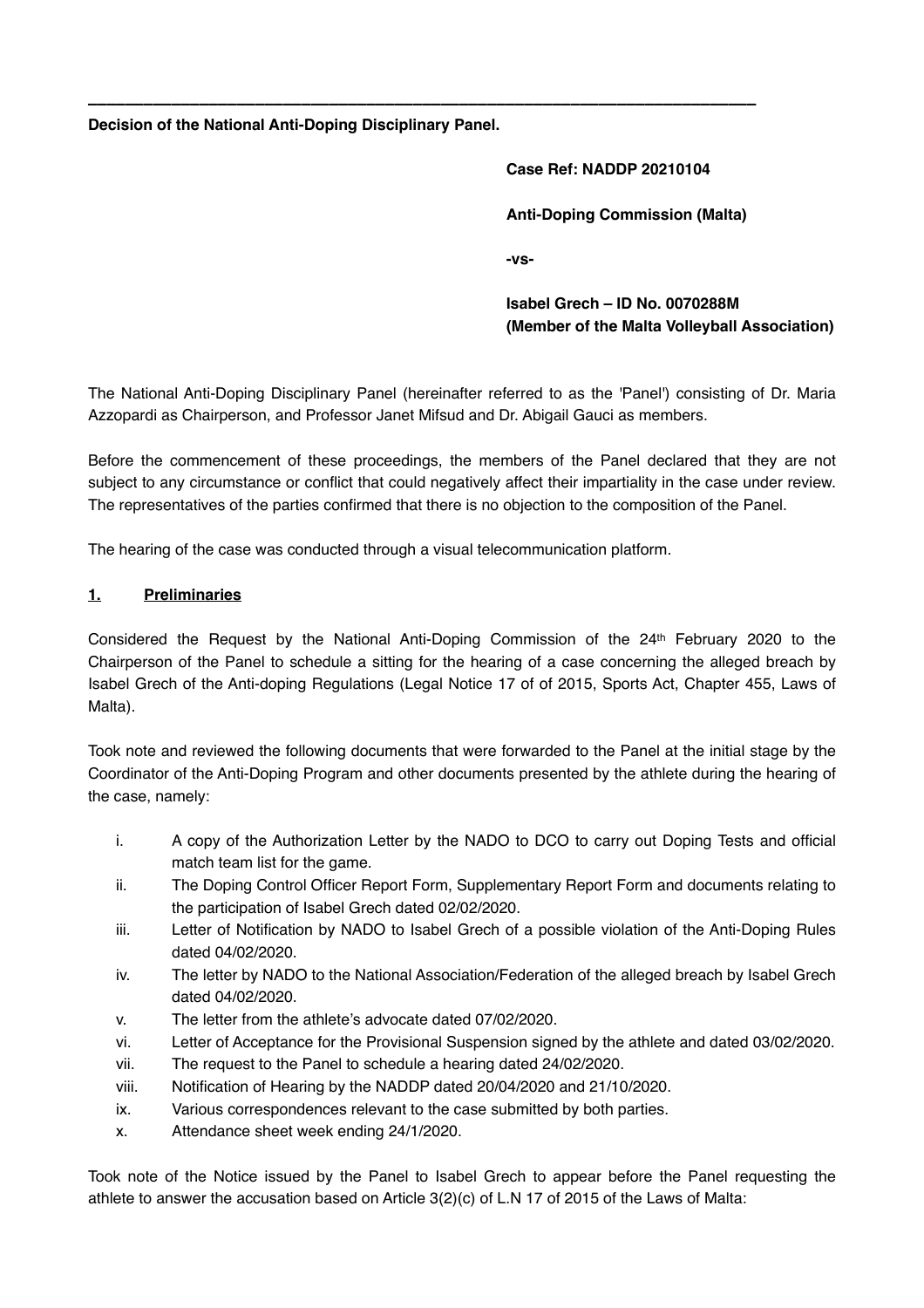---

**Decision of the National Anti-Doping Disciplinary Panel.**

**Case Ref: NADDP 20210104**

**Anti-Doping Commission (Malta)**

**-vs-**

**Isabel Grech – ID No. 0070288M**
**(Member of the Malta Volleyball Association)**

The National Anti-Doping Disciplinary Panel (hereinafter referred to as the 'Panel') consisting of Dr. Maria Azzopardi as Chairperson, and Professor Janet Mifsud and Dr. Abigail Gauci as members.

Before the commencement of these proceedings, the members of the Panel declared that they are not subject to any circumstance or conflict that could negatively affect their impartiality in the case under review. The representatives of the parties confirmed that there is no objection to the composition of the Panel.

The hearing of the case was conducted through a visual telecommunication platform.

## 1. Preliminaries

Considered the Request by the National Anti-Doping Commission of the 24th February 2020 to the Chairperson of the Panel to schedule a sitting for the hearing of a case concerning the alleged breach by Isabel Grech of the Anti-doping Regulations (Legal Notice 17 of of 2015, Sports Act, Chapter 455, Laws of Malta).

Took note and reviewed the following documents that were forwarded to the Panel at the initial stage by the Coordinator of the Anti-Doping Program and other documents presented by the athlete during the hearing of the case, namely:

i. A copy of the Authorization Letter by the NADO to DCO to carry out Doping Tests and official match team list for the game.
ii. The Doping Control Officer Report Form, Supplementary Report Form and documents relating to the participation of Isabel Grech dated 02/02/2020.
iii. Letter of Notification by NADO to Isabel Grech of a possible violation of the Anti-Doping Rules dated 04/02/2020.
iv. The letter by NADO to the National Association/Federation of the alleged breach by Isabel Grech dated 04/02/2020.
v. The letter from the athlete's advocate dated 07/02/2020.
vi. Letter of Acceptance for the Provisional Suspension signed by the athlete and dated 03/02/2020.
vii. The request to the Panel to schedule a hearing dated 24/02/2020.
viii. Notification of Hearing by the NADDP dated 20/04/2020 and 21/10/2020.
ix. Various correspondences relevant to the case submitted by both parties.
x. Attendance sheet week ending 24/1/2020.

Took note of the Notice issued by the Panel to Isabel Grech to appear before the Panel requesting the athlete to answer the accusation based on Article 3(2)(c) of L.N 17 of 2015 of the Laws of Malta: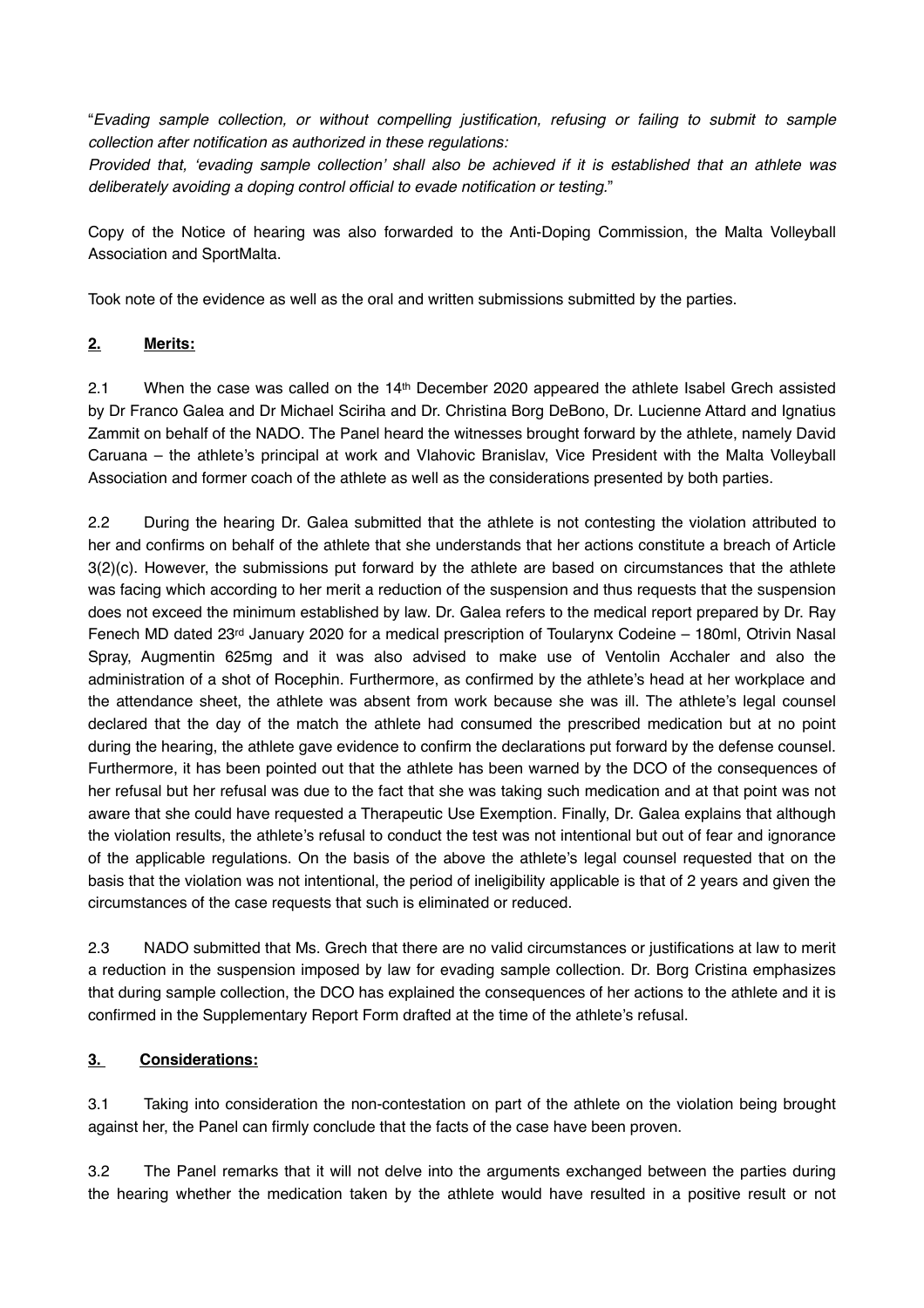"*Evading sample collection, or without compelling justification, refusing or failing to submit to sample collection after notification as authorized in these regulations:*
*Provided that, 'evading sample collection' shall also be achieved if it is established that an athlete was deliberately avoiding a doping control official to evade notification or testing.*"

Copy of the Notice of hearing was also forwarded to the Anti-Doping Commission, the Malta Volleyball Association and SportMalta.

Took note of the evidence as well as the oral and written submissions submitted by the parties.

## **2. Merits:**

2.1 When the case was called on the 14th December 2020 appeared the athlete Isabel Grech assisted by Dr Franco Galea and Dr Michael Sciriha and Dr. Christina Borg DeBono, Dr. Lucienne Attard and Ignatius Zammit on behalf of the NADO. The Panel heard the witnesses brought forward by the athlete, namely David Caruana – the athlete's principal at work and Vlahovic Branislav, Vice President with the Malta Volleyball Association and former coach of the athlete as well as the considerations presented by both parties.

2.2 During the hearing Dr. Galea submitted that the athlete is not contesting the violation attributed to her and confirms on behalf of the athlete that she understands that her actions constitute a breach of Article 3(2)(c). However, the submissions put forward by the athlete are based on circumstances that the athlete was facing which according to her merit a reduction of the suspension and thus requests that the suspension does not exceed the minimum established by law. Dr. Galea refers to the medical report prepared by Dr. Ray Fenech MD dated 23rd January 2020 for a medical prescription of Toularynx Codeine – 180ml, Otrivin Nasal Spray, Augmentin 625mg and it was also advised to make use of Ventolin Acchaler and also the administration of a shot of Rocephin. Furthermore, as confirmed by the athlete's head at her workplace and the attendance sheet, the athlete was absent from work because she was ill. The athlete's legal counsel declared that the day of the match the athlete had consumed the prescribed medication but at no point during the hearing, the athlete gave evidence to confirm the declarations put forward by the defense counsel. Furthermore, it has been pointed out that the athlete has been warned by the DCO of the consequences of her refusal but her refusal was due to the fact that she was taking such medication and at that point was not aware that she could have requested a Therapeutic Use Exemption. Finally, Dr. Galea explains that although the violation results, the athlete's refusal to conduct the test was not intentional but out of fear and ignorance of the applicable regulations. On the basis of the above the athlete's legal counsel requested that on the basis that the violation was not intentional, the period of ineligibility applicable is that of 2 years and given the circumstances of the case requests that such is eliminated or reduced.

2.3 NADO submitted that Ms. Grech that there are no valid circumstances or justifications at law to merit a reduction in the suspension imposed by law for evading sample collection. Dr. Borg Cristina emphasizes that during sample collection, the DCO has explained the consequences of her actions to the athlete and it is confirmed in the Supplementary Report Form drafted at the time of the athlete's refusal.

## **3. Considerations:**

3.1 Taking into consideration the non-contestation on part of the athlete on the violation being brought against her, the Panel can firmly conclude that the facts of the case have been proven.

3.2 The Panel remarks that it will not delve into the arguments exchanged between the parties during the hearing whether the medication taken by the athlete would have resulted in a positive result or not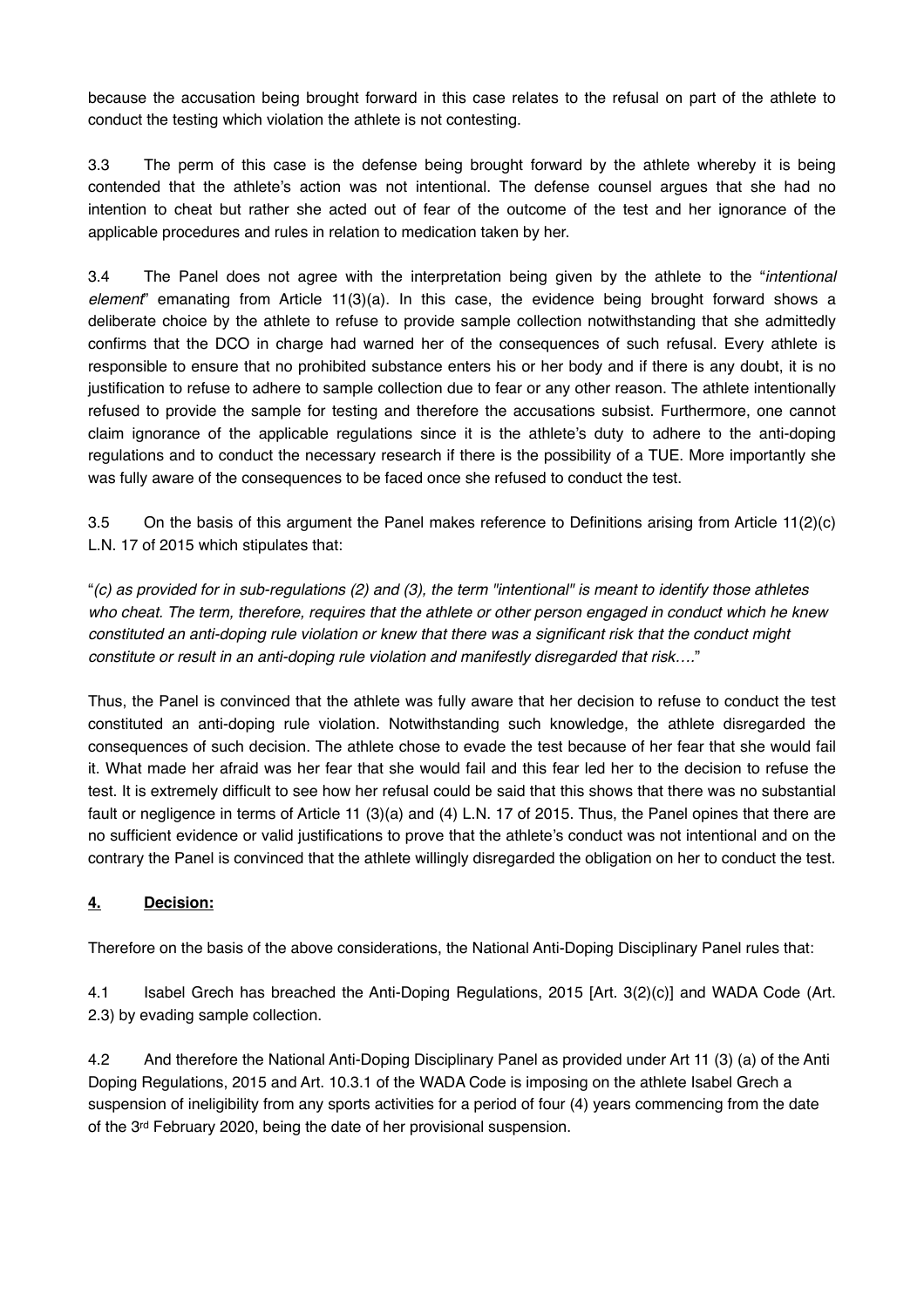because the accusation being brought forward in this case relates to the refusal on part of the athlete to conduct the testing which violation the athlete is not contesting.

3.3 The perm of this case is the defense being brought forward by the athlete whereby it is being contended that the athlete's action was not intentional. The defense counsel argues that she had no intention to cheat but rather she acted out of fear of the outcome of the test and her ignorance of the applicable procedures and rules in relation to medication taken by her.

3.4 The Panel does not agree with the interpretation being given by the athlete to the "*intentional element*" emanating from Article 11(3)(a). In this case, the evidence being brought forward shows a deliberate choice by the athlete to refuse to provide sample collection notwithstanding that she admittedly confirms that the DCO in charge had warned her of the consequences of such refusal. Every athlete is responsible to ensure that no prohibited substance enters his or her body and if there is any doubt, it is no justification to refuse to adhere to sample collection due to fear or any other reason. The athlete intentionally refused to provide the sample for testing and therefore the accusations subsist. Furthermore, one cannot claim ignorance of the applicable regulations since it is the athlete's duty to adhere to the anti-doping regulations and to conduct the necessary research if there is the possibility of a TUE. More importantly she was fully aware of the consequences to be faced once she refused to conduct the test.

3.5 On the basis of this argument the Panel makes reference to Definitions arising from Article 11(2)(c) L.N. 17 of 2015 which stipulates that:

"*(c) as provided for in sub-regulations (2) and (3), the term "intentional" is meant to identify those athletes who cheat. The term, therefore, requires that the athlete or other person engaged in conduct which he knew constituted an anti-doping rule violation or knew that there was a significant risk that the conduct might constitute or result in an anti-doping rule violation and manifestly disregarded that risk….*"

Thus, the Panel is convinced that the athlete was fully aware that her decision to refuse to conduct the test constituted an anti-doping rule violation. Notwithstanding such knowledge, the athlete disregarded the consequences of such decision. The athlete chose to evade the test because of her fear that she would fail it. What made her afraid was her fear that she would fail and this fear led her to the decision to refuse the test. It is extremely difficult to see how her refusal could be said that this shows that there was no substantial fault or negligence in terms of Article 11 (3)(a) and (4) L.N. 17 of 2015. Thus, the Panel opines that there are no sufficient evidence or valid justifications to prove that the athlete's conduct was not intentional and on the contrary the Panel is convinced that the athlete willingly disregarded the obligation on her to conduct the test.

## **4. Decision:**

Therefore on the basis of the above considerations, the National Anti-Doping Disciplinary Panel rules that:

4.1 Isabel Grech has breached the Anti-Doping Regulations, 2015 [Art. 3(2)(c)] and WADA Code (Art. 2.3) by evading sample collection.

4.2 And therefore the National Anti-Doping Disciplinary Panel as provided under Art 11 (3) (a) of the Anti Doping Regulations, 2015 and Art. 10.3.1 of the WADA Code is imposing on the athlete Isabel Grech a suspension of ineligibility from any sports activities for a period of four (4) years commencing from the date of the 3rd February 2020, being the date of her provisional suspension.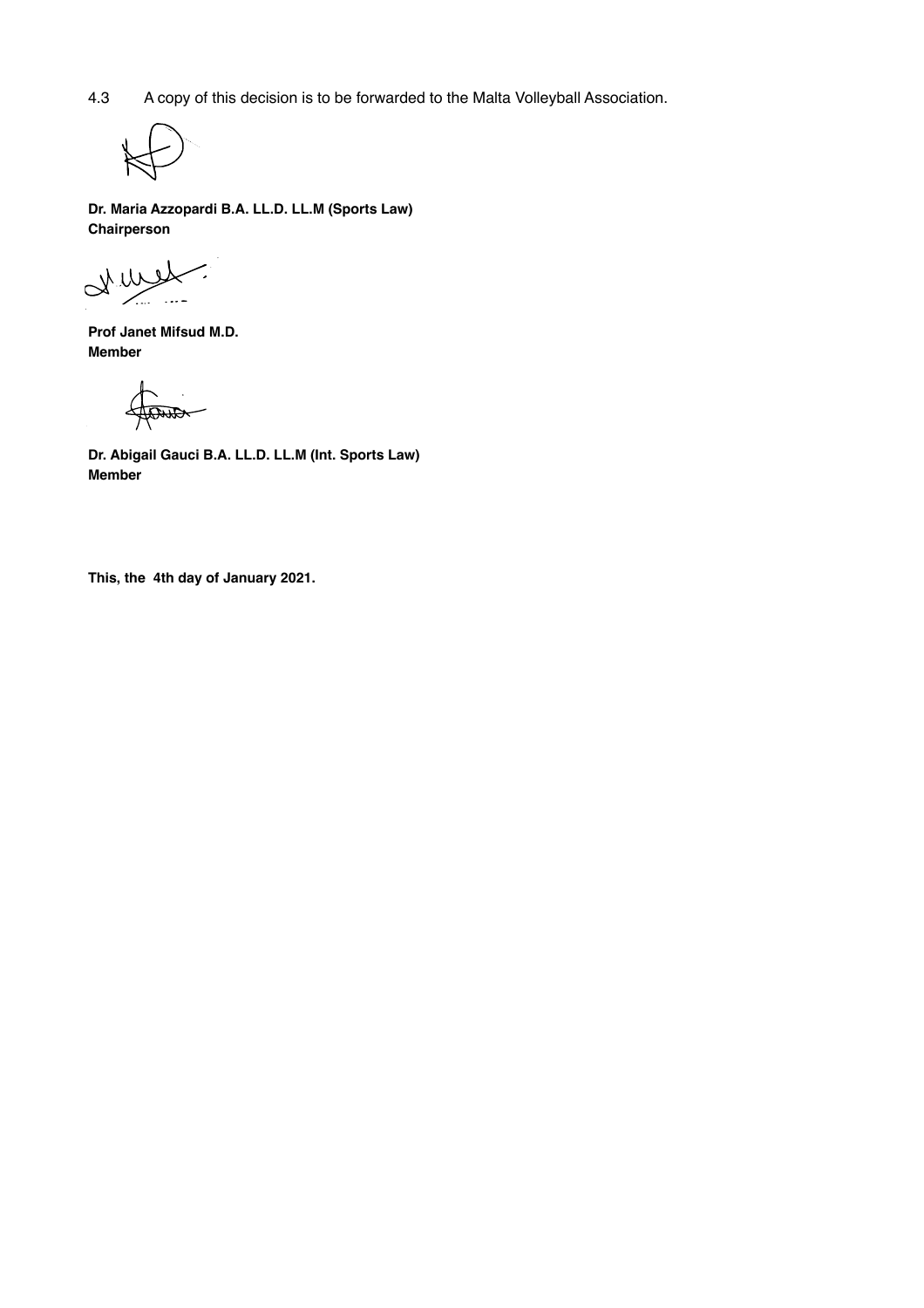4.3 A copy of this decision is to be forwarded to the Malta Volleyball Association.

**Dr. Maria Azzopardi B.A. LL.D. LL.M (Sports Law)**
**Chairperson**

**Prof Janet Mifsud M.D.**
**Member**

**Dr. Abigail Gauci B.A. LL.D. LL.M (Int. Sports Law)**
**Member**

**This, the 4th day of January 2021.**